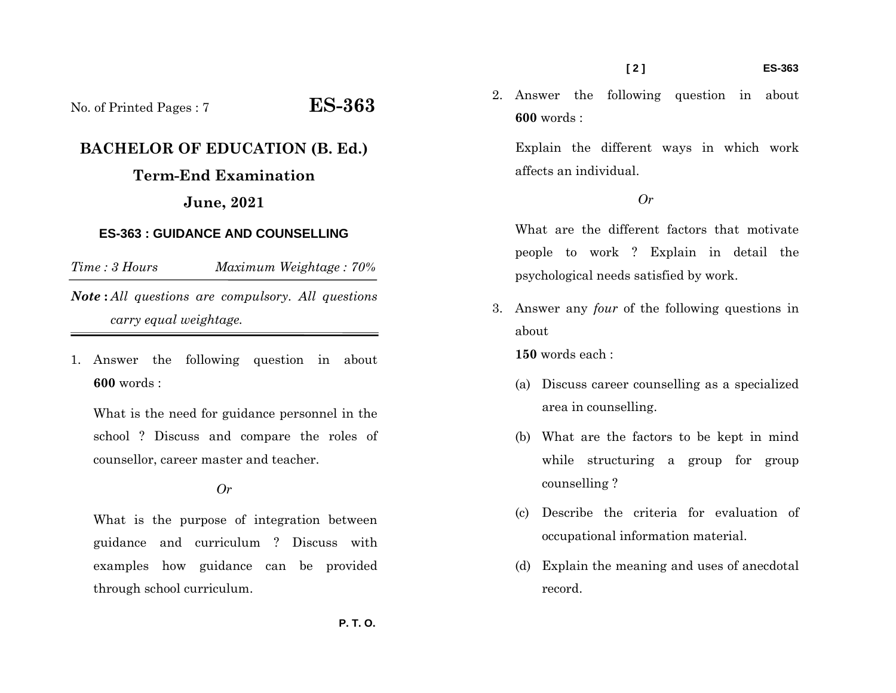No. of Printed Pages : 7

# ES-363

## BACHELOR OF EDUCATION (B. Ed.)

### Term-End Examination

### June, 2021

### ES-363 : GUIDANCE AND COUNSELLING

*Time : 3 Hours* *Maximum Weightage : 70%*

**Note :** *All questions are compulsory. All questions carry equal weightage.*

1. Answer the following question in about **600** words :

   What is the need for guidance personnel in the school ? Discuss and compare the roles of counsellor, career master and teacher.

   *Or*

   What is the purpose of integration between guidance and curriculum ? Discuss with examples how guidance can be provided through school curriculum.

2. Answer the following question in about **600** words :

   Explain the different ways in which work affects an individual.

   *Or*

   What are the different factors that motivate people to work ? Explain in detail the psychological needs satisfied by work.

3. Answer any *four* of the following questions in about **150** words each :

   (a) Discuss career counselling as a specialized area in counselling.

   (b) What are the factors to be kept in mind while structuring a group for group counselling ?

   (c) Describe the criteria for evaluation of occupational information material.

   (d) Explain the meaning and uses of anecdotal record.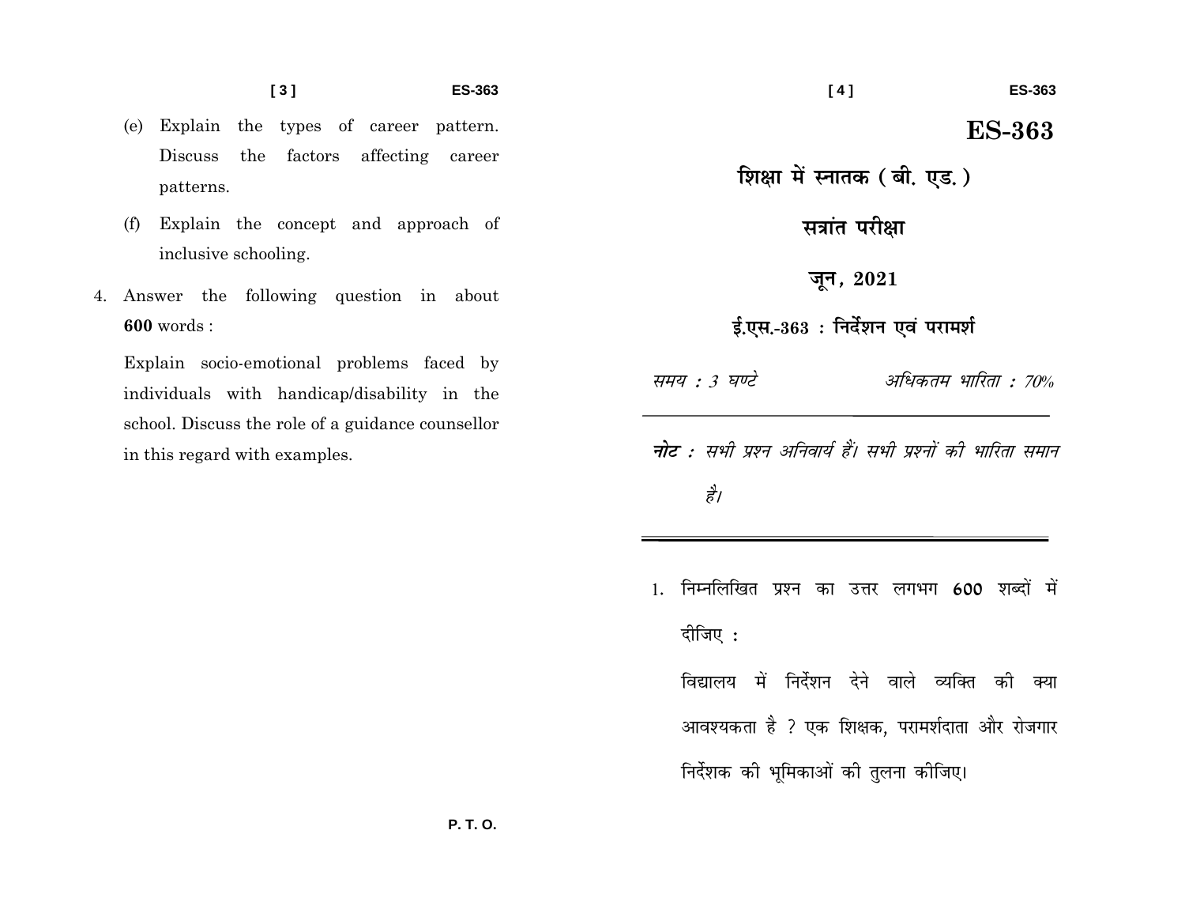(e) Explain the types of career pattern. Discuss the factors affecting career patterns.

(f) Explain the concept and approach of inclusive schooling.

4. Answer the following question in about **600** words :

   Explain socio-emotional problems faced by individuals with handicap/disability in the school. Discuss the role of a guidance counsellor in this regard with examples.

P. T. O.

# ES-363

## शिक्षा में स्नातक ( बी. एड. )

## सत्रांत परीक्षा

## जून, 2021

## ई.एस.-363 : निर्देशन एवं परामर्श

*समय : 3 घण्टे* *अधिकतम भारिता : 70%*

***नोट :*** *सभी प्रश्न अनिवार्य हैं। सभी प्रश्नों की भारिता समान है।*

1. निम्नलिखित प्रश्न का उत्तर लगभग **600** शब्दों में दीजिए :

   विद्यालय में निर्देशन देने वाले व्यक्ति की क्या आवश्यकता है ? एक शिक्षक, परामर्शदाता और रोजगार निर्देशक की भूमिकाओं की तुलना कीजिए।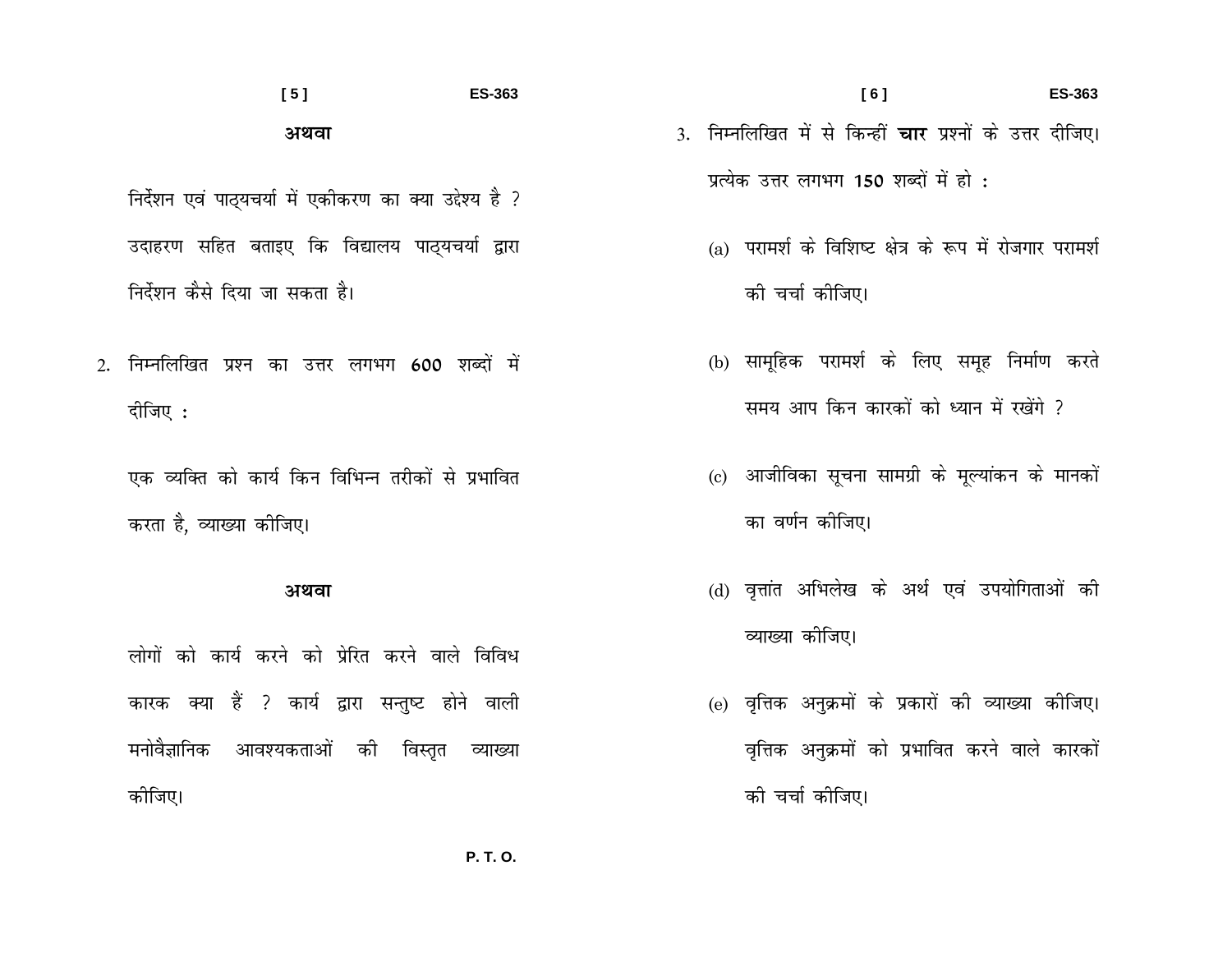**अथवा**

निर्देशन एवं पाठ्यचर्या में एकीकरण का क्या उद्देश्य है ? उदाहरण सहित बताइए कि विद्यालय पाठ्यचर्या द्वारा निर्देशन कैसे दिया जा सकता है।

2. निम्नलिखित प्रश्न का उत्तर लगभग 600 शब्दों में दीजिए :

एक व्यक्ति को कार्य किन विभिन्न तरीकों से प्रभावित करता है, व्याख्या कीजिए।

**अथवा**

लोगों को कार्य करने को प्रेरित करने वाले विविध कारक क्या हैं ? कार्य द्वारा सन्तुष्ट होने वाली मनोवैज्ञानिक आवश्यकताओं की विस्तृत व्याख्या कीजिए।

P. T. O.

3. निम्नलिखित में से किन्हीं **चार** प्रश्नों के उत्तर दीजिए। प्रत्येक उत्तर लगभग 150 शब्दों में हो :

(a) परामर्श के विशिष्ट क्षेत्र के रूप में रोजगार परामर्श की चर्चा कीजिए।

(b) सामूहिक परामर्श के लिए समूह निर्माण करते समय आप किन कारकों को ध्यान में रखेंगे ?

(c) आजीविका सूचना सामग्री के मूल्यांकन के मानकों का वर्णन कीजिए।

(d) वृत्तांत अभिलेख के अर्थ एवं उपयोगिताओं की व्याख्या कीजिए।

(e) वृत्तिक अनुक्रमों के प्रकारों की व्याख्या कीजिए। वृत्तिक अनुक्रमों को प्रभावित करने वाले कारकों की चर्चा कीजिए।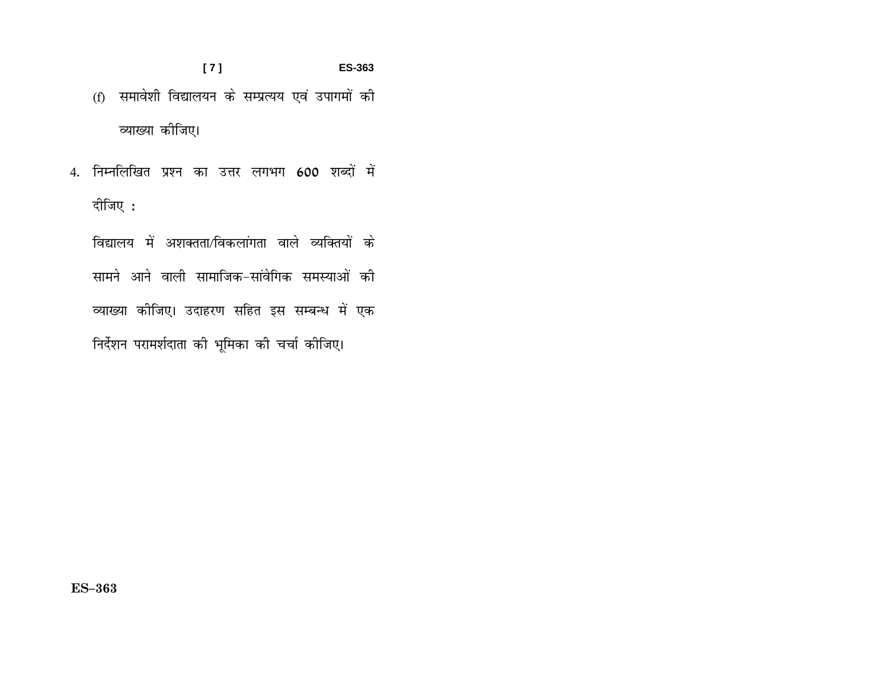(f) समावेशी विद्यालयन के सम्प्रत्यय एवं उपागमों की व्याख्या कीजिए।

4. निम्नलिखित प्रश्न का उत्तर लगभग **600** शब्दों में दीजिए :

विद्यालय में अशक्तता/विकलांगता वाले व्यक्तियों के सामने आने वाली सामाजिक-सांवेगिक समस्याओं की व्याख्या कीजिए। उदाहरण सहित इस सम्बन्ध में एक निर्देशन परामर्शदाता की भूमिका की चर्चा कीजिए।